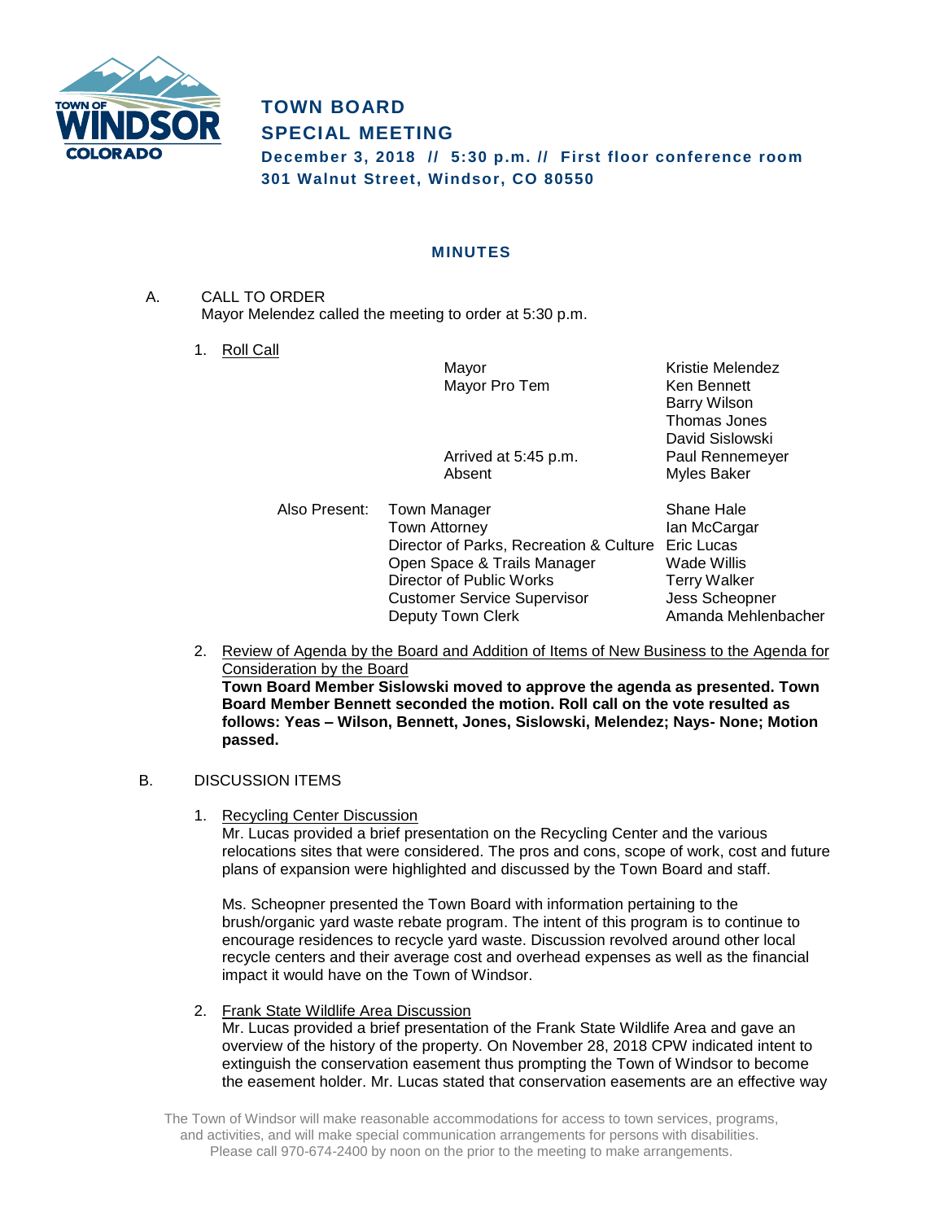# TOWN BOARD
## SPECIAL MEETING

**December 3, 2018 // 5:30 p.m. // First floor conference room**
**301 Walnut Street, Windsor, CO 80550**

### MINUTES

A. CALL TO ORDER
Mayor Melendez called the meeting to order at 5:30 p.m.

1. Roll Call

| | |
|---|---|
| Mayor | Kristie Melendez |
| Mayor Pro Tem | Ken Bennett |
| | Barry Wilson |
| | Thomas Jones |
| | David Sislowski |
| Arrived at 5:45 p.m. | Paul Rennemeyer |
| Absent | Myles Baker |

Also Present:

| | |
|---|---|
| Town Manager | Shane Hale |
| Town Attorney | Ian McCargar |
| Director of Parks, Recreation & Culture | Eric Lucas |
| Open Space & Trails Manager | Wade Willis |
| Director of Public Works | Terry Walker |
| Customer Service Supervisor | Jess Scheopner |
| Deputy Town Clerk | Amanda Mehlenbacher |

2. Review of Agenda by the Board and Addition of Items of New Business to the Agenda for Consideration by the Board
**Town Board Member Sislowski moved to approve the agenda as presented. Town Board Member Bennett seconded the motion. Roll call on the vote resulted as follows: Yeas – Wilson, Bennett, Jones, Sislowski, Melendez; Nays- None; Motion passed.**

B. DISCUSSION ITEMS

1. Recycling Center Discussion
Mr. Lucas provided a brief presentation on the Recycling Center and the various relocations sites that were considered. The pros and cons, scope of work, cost and future plans of expansion were highlighted and discussed by the Town Board and staff.

Ms. Scheopner presented the Town Board with information pertaining to the brush/organic yard waste rebate program. The intent of this program is to continue to encourage residences to recycle yard waste. Discussion revolved around other local recycle centers and their average cost and overhead expenses as well as the financial impact it would have on the Town of Windsor.

2. Frank State Wildlife Area Discussion
Mr. Lucas provided a brief presentation of the Frank State Wildlife Area and gave an overview of the history of the property. On November 28, 2018 CPW indicated intent to extinguish the conservation easement thus prompting the Town of Windsor to become the easement holder. Mr. Lucas stated that conservation easements are an effective way

The Town of Windsor will make reasonable accommodations for access to town services, programs, and activities, and will make special communication arrangements for persons with disabilities. Please call 970-674-2400 by noon on the prior to the meeting to make arrangements.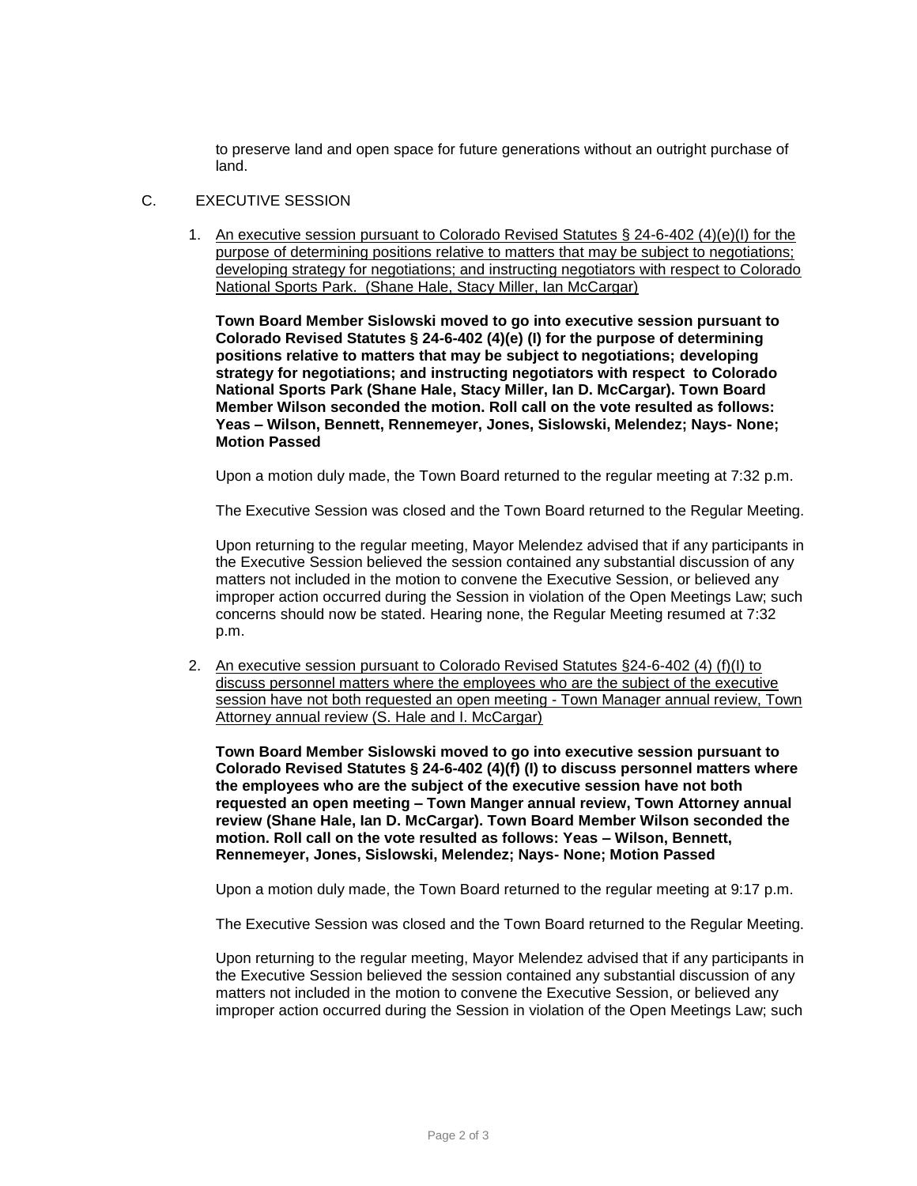to preserve land and open space for future generations without an outright purchase of land.

C. EXECUTIVE SESSION

1. An executive session pursuant to Colorado Revised Statutes § 24-6-402 (4)(e)(I) for the purpose of determining positions relative to matters that may be subject to negotiations; developing strategy for negotiations; and instructing negotiators with respect to Colorado National Sports Park. (Shane Hale, Stacy Miller, Ian McCargar)

   **Town Board Member Sislowski moved to go into executive session pursuant to Colorado Revised Statutes § 24-6-402 (4)(e) (I) for the purpose of determining positions relative to matters that may be subject to negotiations; developing strategy for negotiations; and instructing negotiators with respect to Colorado National Sports Park (Shane Hale, Stacy Miller, Ian D. McCargar). Town Board Member Wilson seconded the motion. Roll call on the vote resulted as follows: Yeas – Wilson, Bennett, Rennemeyer, Jones, Sislowski, Melendez; Nays- None; Motion Passed**

   Upon a motion duly made, the Town Board returned to the regular meeting at 7:32 p.m.

   The Executive Session was closed and the Town Board returned to the Regular Meeting.

   Upon returning to the regular meeting, Mayor Melendez advised that if any participants in the Executive Session believed the session contained any substantial discussion of any matters not included in the motion to convene the Executive Session, or believed any improper action occurred during the Session in violation of the Open Meetings Law; such concerns should now be stated. Hearing none, the Regular Meeting resumed at 7:32 p.m.

2. An executive session pursuant to Colorado Revised Statutes §24-6-402 (4) (f)(I) to discuss personnel matters where the employees who are the subject of the executive session have not both requested an open meeting - Town Manager annual review, Town Attorney annual review (S. Hale and I. McCargar)

   **Town Board Member Sislowski moved to go into executive session pursuant to Colorado Revised Statutes § 24-6-402 (4)(f) (I) to discuss personnel matters where the employees who are the subject of the executive session have not both requested an open meeting – Town Manger annual review, Town Attorney annual review (Shane Hale, Ian D. McCargar). Town Board Member Wilson seconded the motion. Roll call on the vote resulted as follows: Yeas – Wilson, Bennett, Rennemeyer, Jones, Sislowski, Melendez; Nays- None; Motion Passed**

   Upon a motion duly made, the Town Board returned to the regular meeting at 9:17 p.m.

   The Executive Session was closed and the Town Board returned to the Regular Meeting.

   Upon returning to the regular meeting, Mayor Melendez advised that if any participants in the Executive Session believed the session contained any substantial discussion of any matters not included in the motion to convene the Executive Session, or believed any improper action occurred during the Session in violation of the Open Meetings Law; such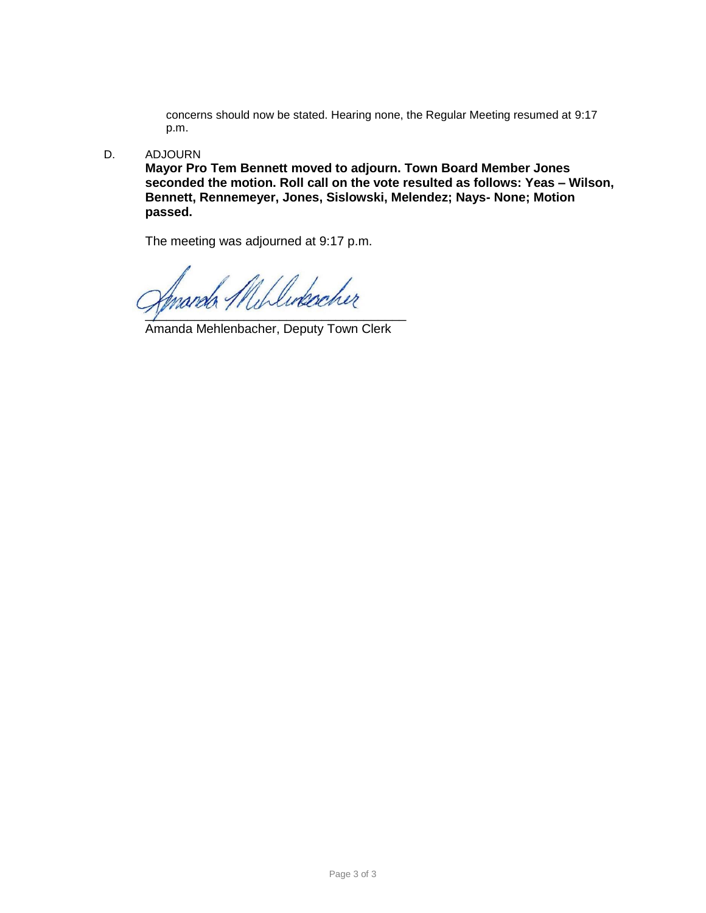concerns should now be stated. Hearing none, the Regular Meeting resumed at 9:17 p.m.

D. ADJOURN

**Mayor Pro Tem Bennett moved to adjourn. Town Board Member Jones seconded the motion. Roll call on the vote resulted as follows: Yeas – Wilson, Bennett, Rennemeyer, Jones, Sislowski, Melendez; Nays- None; Motion passed.**

The meeting was adjourned at 9:17 p.m.

\_\_\_\_\_\_\_\_\_\_\_\_\_\_\_\_\_\_\_\_\_\_\_\_\_\_\_\_\_\_\_\_\_\_\_\_

Amanda Mehlenbacher, Deputy Town Clerk